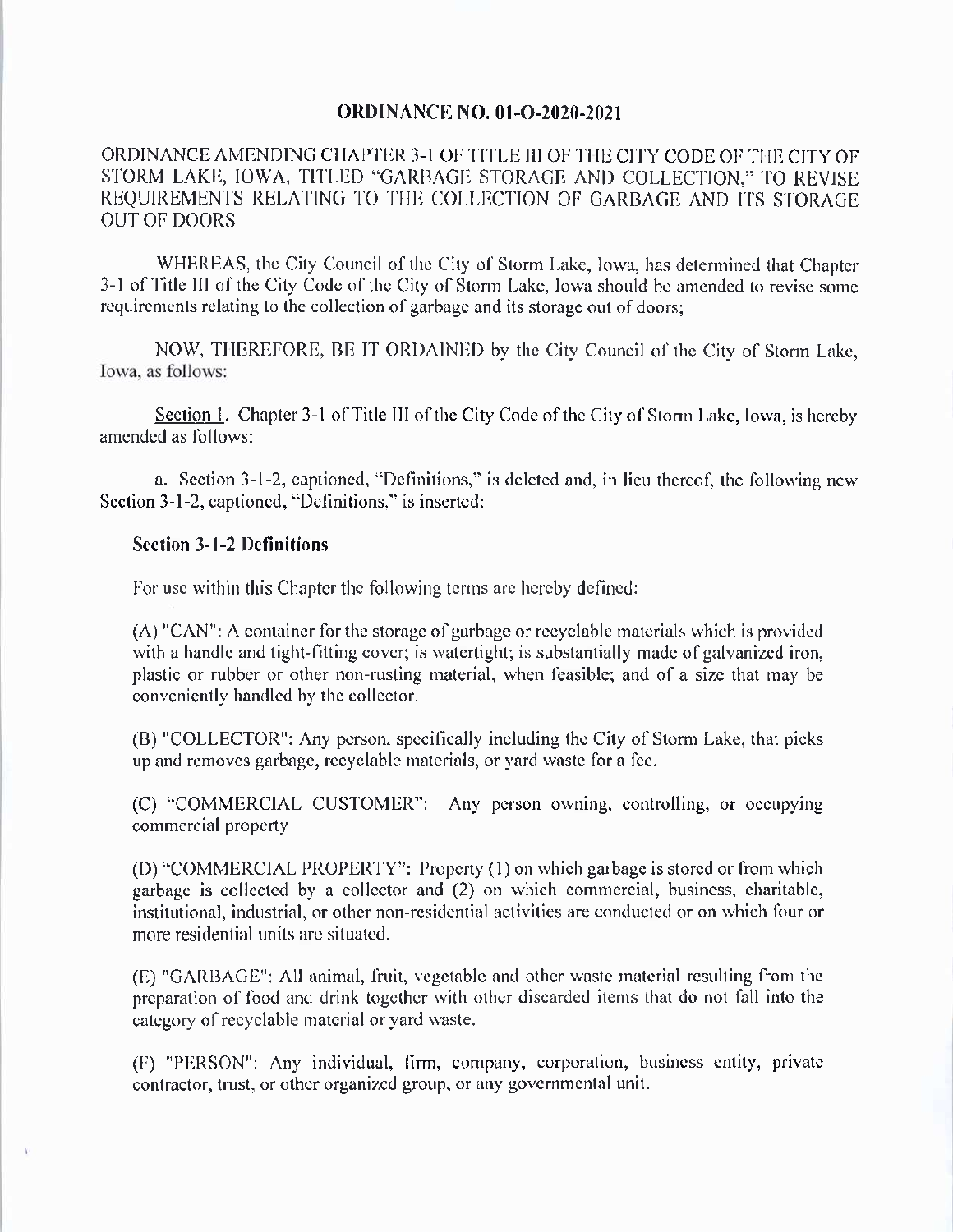# ORDINANCE NO. 01-O-2020-2021

ORDINANCE AMENDING CHAPTER 3-1 OF TITLE III OF THE CITY CODE OF THE CITY OF STORM LAKE, IOWA, TITLED "GARBAGE STORAGE AND COLLECTION," TO REVISE REQUIREMENTS RELATING TO THE COLLECTION OF GARBAGE AND ITS STORAGE OUT OF DOORS

WHEREAS, the City Council of the City of Storm Lake, Iowa, has determined that Chapter 3-1 of Title III of the City Code of the City of Storm Lake, Iowa should be amended to revise some requirements relating to the collection of garbage and its storage out of doors;

NOW, THEREFORE, BE IT ORDAINED by the City Council of the City of Storm Lake, Iowa, as follows:

Section 1. Chapter 3-1 of Title III of the City Code of the City of Storm Lake, Iowa, is hereby amended as follows:

a. Section 3-1-2, captioned, "Definitions," is deleted and, in lieu thereof, the following new Section 3-1-2, captioned, "Definitions," is inserted:

**Section 3-1-2 Definitions**

For use within this Chapter the following terms are hereby defined:

(A) "CAN": A container for the storage of garbage or recyclable materials which is provided with a handle and tight-fitting cover; is watertight; is substantially made of galvanized iron, plastic or rubber or other non-rusting material, when feasible; and of a size that may be conveniently handled by the collector.

(B) "COLLECTOR": Any person, specifically including the City of Storm Lake, that picks up and removes garbage, recyclable materials, or yard waste for a fee.

(C) "COMMERCIAL CUSTOMER": Any person owning, controlling, or occupying commercial property

(D) "COMMERCIAL PROPERTY": Property (1) on which garbage is stored or from which garbage is collected by a collector and (2) on which commercial, business, charitable, institutional, industrial, or other non-residential activities are conducted or on which four or more residential units are situated.

(E) "GARBAGE": All animal, fruit, vegetable and other waste material resulting from the preparation of food and drink together with other discarded items that do not fall into the category of recyclable material or yard waste.

(F) "PERSON": Any individual, firm, company, corporation, business entity, private contractor, trust, or other organized group, or any governmental unit.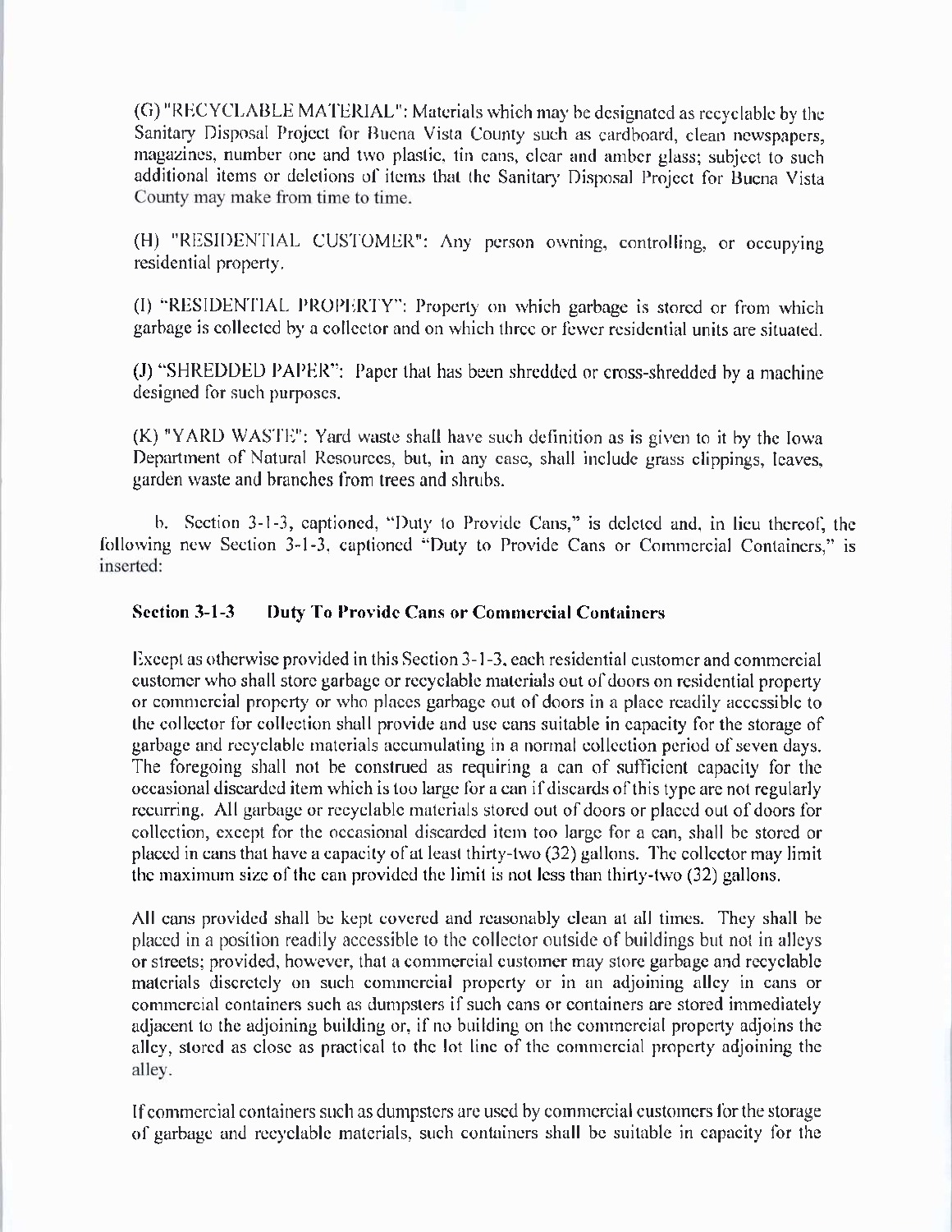(G) "RECYCLABLE MATERIAL": Materials which may be designated as recyclable by the Sanitary Disposal Project for Buena Vista County such as cardboard, clean newspapers, magazines, number one and two plastic, tin cans, clear and amber glass; subject to such additional items or deletions of items that the Sanitary Disposal Project for Buena Vista County may make from time to time.

(H) "RESIDENTIAL CUSTOMER": Any person owning, controlling, or occupying residential property.

(I) "RESIDENTIAL PROPERTY": Property on which garbage is stored or from which garbage is collected by a collector and on which three or fewer residential units are situated.

(J) "SHREDDED PAPER": Paper that has been shredded or cross-shredded by a machine designed for such purposes.

(K) "YARD WASTE": Yard waste shall have such definition as is given to it by the Iowa Department of Natural Resources, but, in any case, shall include grass clippings, leaves, garden waste and branches from trees and shrubs.

b. Section 3-1-3, captioned, "Duty to Provide Cans," is deleted and, in lieu thereof, the following new Section 3-1-3, captioned "Duty to Provide Cans or Commercial Containers," is inserted:

**Section 3-1-3 Duty To Provide Cans or Commercial Containers**

Except as otherwise provided in this Section 3-1-3, each residential customer and commercial customer who shall store garbage or recyclable materials out of doors on residential property or commercial property or who places garbage out of doors in a place readily accessible to the collector for collection shall provide and use cans suitable in capacity for the storage of garbage and recyclable materials accumulating in a normal collection period of seven days. The foregoing shall not be construed as requiring a can of sufficient capacity for the occasional discarded item which is too large for a can if discards of this type are not regularly recurring. All garbage or recyclable materials stored out of doors or placed out of doors for collection, except for the occasional discarded item too large for a can, shall be stored or placed in cans that have a capacity of at least thirty-two (32) gallons. The collector may limit the maximum size of the can provided the limit is not less than thirty-two (32) gallons.

All cans provided shall be kept covered and reasonably clean at all times. They shall be placed in a position readily accessible to the collector outside of buildings but not in alleys or streets; provided, however, that a commercial customer may store garbage and recyclable materials discretely on such commercial property or in an adjoining alley in cans or commercial containers such as dumpsters if such cans or containers are stored immediately adjacent to the adjoining building or, if no building on the commercial property adjoins the alley, stored as close as practical to the lot line of the commercial property adjoining the alley.

If commercial containers such as dumpsters are used by commercial customers for the storage of garbage and recyclable materials, such containers shall be suitable in capacity for the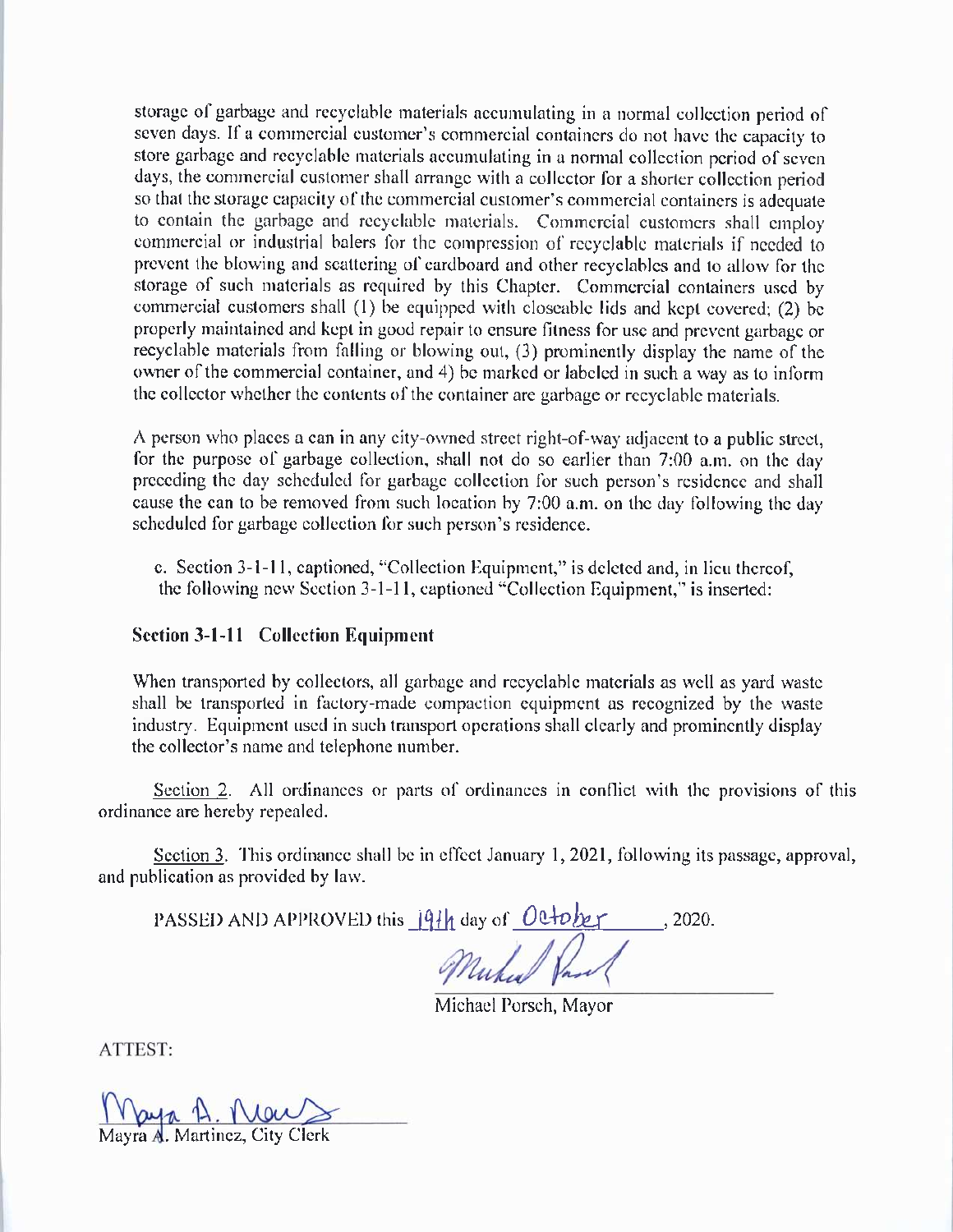storage of garbage and recyclable materials accumulating in a normal collection period of seven days. If a commercial customer's commercial containers do not have the capacity to store garbage and recyclable materials accumulating in a normal collection period of seven days, the commercial customer shall arrange with a collector for a shorter collection period so that the storage capacity of the commercial customer's commercial containers is adequate to contain the garbage and recyclable materials. Commercial customers shall employ commercial or industrial balers for the compression of recyclable materials if needed to prevent the blowing and scattering of cardboard and other recyclables and to allow for the storage of such materials as required by this Chapter. Commercial containers used by commercial customers shall (1) be equipped with closeable lids and kept covered; (2) be properly maintained and kept in good repair to ensure fitness for use and prevent garbage or recyclable materials from falling or blowing out, (3) prominently display the name of the owner of the commercial container, and 4) be marked or labeled in such a way as to inform the collector whether the contents of the container are garbage or recyclable materials.

A person who places a can in any city-owned street right-of-way adjacent to a public street, for the purpose of garbage collection, shall not do so earlier than 7:00 a.m. on the day preceding the day scheduled for garbage collection for such person's residence and shall cause the can to be removed from such location by 7:00 a.m. on the day following the day scheduled for garbage collection for such person's residence.

c. Section 3-1-11, captioned, "Collection Equipment," is deleted and, in lieu thereof, the following new Section 3-1-11, captioned "Collection Equipment," is inserted:

**Section 3-1-11 Collection Equipment**

When transported by collectors, all garbage and recyclable materials as well as yard waste shall be transported in factory-made compaction equipment as recognized by the waste industry. Equipment used in such transport operations shall clearly and prominently display the collector's name and telephone number.

Section 2. All ordinances or parts of ordinances in conflict with the provisions of this ordinance are hereby repealed.

Section 3. This ordinance shall be in effect January 1, 2021, following its passage, approval, and publication as provided by law.

PASSED AND APPROVED this 19th day of October, 2020.

Michael Porsch, Mayor

ATTEST:

Mayra A. Martinez, City Clerk